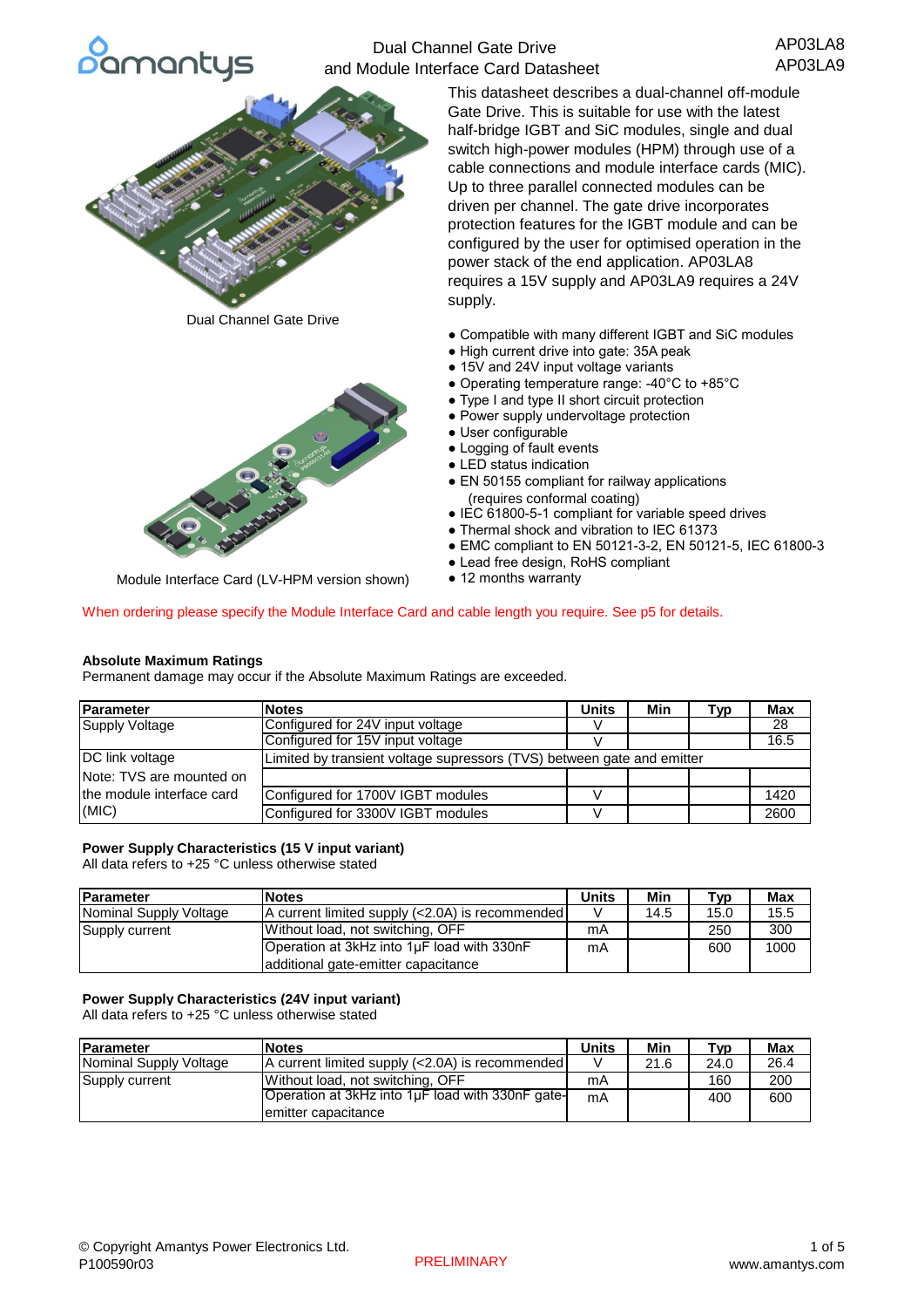# Dual Channel Gate Drive and Module Interface Card Datasheet

AP03LA8
AP03LA9

Dual Channel Gate Drive

Module Interface Card (LV-HPM version shown)

This datasheet describes a dual-channel off-module Gate Drive. This is suitable for use with the latest half-bridge IGBT and SiC modules, single and dual switch high-power modules (HPM) through use of a cable connections and module interface cards (MIC). Up to three parallel connected modules can be driven per channel. The gate drive incorporates protection features for the IGBT module and can be configured by the user for optimised operation in the power stack of the end application. AP03LA8 requires a 15V supply and AP03LA9 requires a 24V supply.

- Compatible with many different IGBT and SiC modules
- High current drive into gate: 35A peak
- 15V and 24V input voltage variants
- Operating temperature range: -40°C to +85°C
- Type I and type II short circuit protection
- Power supply undervoltage protection
- User configurable
- Logging of fault events
- LED status indication
- EN 50155 compliant for railway applications (requires conformal coating)
- IEC 61800-5-1 compliant for variable speed drives
- Thermal shock and vibration to IEC 61373
- EMC compliant to EN 50121-3-2, EN 50121-5, IEC 61800-3
- Lead free design, RoHS compliant
- 12 months warranty

When ordering please specify the Module Interface Card and cable length you require. See p5 for details.

### Absolute Maximum Ratings

Permanent damage may occur if the Absolute Maximum Ratings are exceeded.

| Parameter | Notes | Units | Min | Typ | Max |
|---|---|---|---|---|---|
| Supply Voltage | Configured for 24V input voltage | V | | | 28 |
| | Configured for 15V input voltage | V | | | 16.5 |
| DC link voltage | Limited by transient voltage supressors (TVS) between gate and emitter | | | | |
| Note: TVS are mounted on | | | | | |
| the module interface card | Configured for 1700V IGBT modules | V | | | 1420 |
| (MIC) | Configured for 3300V IGBT modules | V | | | 2600 |

### Power Supply Characteristics (15 V input variant)

All data refers to +25 °C unless otherwise stated

| Parameter | Notes | Units | Min | Typ | Max |
|---|---|---|---|---|---|
| Nominal Supply Voltage | A current limited supply (<2.0A) is recommended | V | 14.5 | 15.0 | 15.5 |
| Supply current | Without load, not switching, OFF | mA | | 250 | 300 |
| | Operation at 3kHz into 1µF load with 330nF additional gate-emitter capacitance | mA | | 600 | 1000 |

### Power Supply Characteristics (24V input variant)

All data refers to +25 °C unless otherwise stated

| Parameter | Notes | Units | Min | Typ | Max |
|---|---|---|---|---|---|
| Nominal Supply Voltage | A current limited supply (<2.0A) is recommended | V | 21.6 | 24.0 | 26.4 |
| Supply current | Without load, not switching, OFF | mA | | 160 | 200 |
| | Operation at 3kHz into 1µF load with 330nF gate-emitter capacitance | mA | | 400 | 600 |

© Copyright Amantys Power Electronics Ltd.
P100590r03

PRELIMINARY

www.amantys.com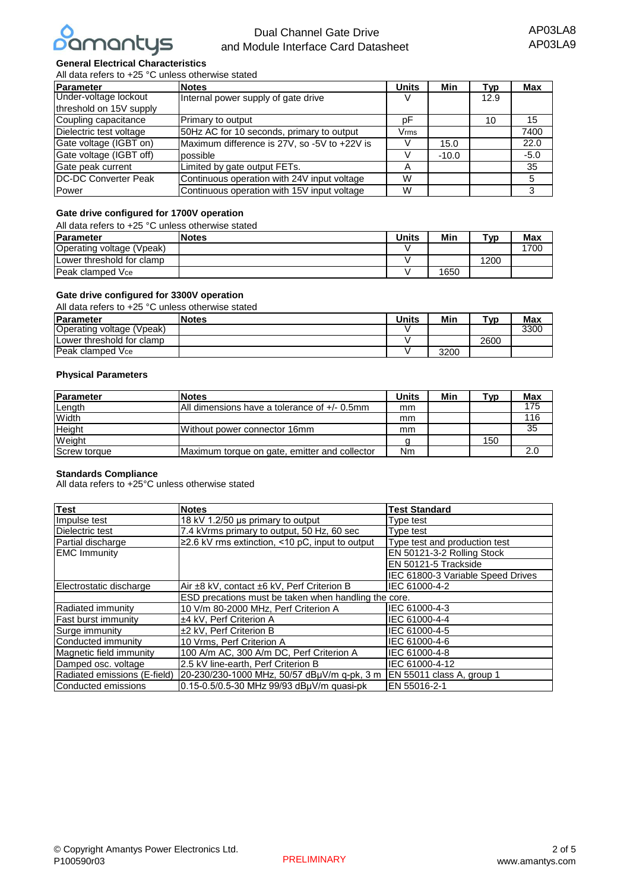### General Electrical Characteristics

All data refers to +25 °C unless otherwise stated

| Parameter | Notes | Units | Min | Typ | Max |
|---|---|---|---|---|---|
| Under-voltage lockout threshold on 15V supply | Internal power supply of gate drive | V | | 12.9 | |
| Coupling capacitance | Primary to output | pF | | 10 | 15 |
| Dielectric test voltage | 50Hz AC for 10 seconds, primary to output | Vrms | | | 7400 |
| Gate voltage (IGBT on) | Maximum difference is 27V, so -5V to +22V is | V | 15.0 | | 22.0 |
| Gate voltage (IGBT off) | possible | V | -10.0 | | -5.0 |
| Gate peak current | Limited by gate output FETs. | A | | | 35 |
| DC-DC Converter Peak | Continuous operation with 24V input voltage | W | | | 5 |
| Power | Continuous operation with 15V input voltage | W | | | 3 |

### Gate drive configured for 1700V operation

All data refers to +25 °C unless otherwise stated

| Parameter | Notes | Units | Min | Typ | Max |
|---|---|---|---|---|---|
| Operating voltage (Vpeak) | | V | | | 1700 |
| Lower threshold for clamp | | V | | 1200 | |
| Peak clamped $V_{ce}$ | | V | 1650 | | |

### Gate drive configured for 3300V operation

All data refers to +25 °C unless otherwise stated

| Parameter | Notes | Units | Min | Typ | Max |
|---|---|---|---|---|---|
| Operating voltage (Vpeak) | | V | | | 3300 |
| Lower threshold for clamp | | V | | 2600 | |
| Peak clamped $V_{ce}$ | | V | 3200 | | |

### Physical Parameters

| Parameter | Notes | Units | Min | Typ | Max |
|---|---|---|---|---|---|
| Length | All dimensions have a tolerance of +/- 0.5mm | mm | | | 175 |
| Width | | mm | | | 116 |
| Height | Without power connector 16mm | mm | | | 35 |
| Weight | | g | | 150 | |
| Screw torque | Maximum torque on gate, emitter and collector | Nm | | | 2.0 |

### Standards Compliance

All data refers to +25°C unless otherwise stated

| Test | Notes | Test Standard |
|---|---|---|
| Impulse test | 18 kV 1.2/50 µs primary to output | Type test |
| Dielectric test | 7.4 kVrms primary to output, 50 Hz, 60 sec | Type test |
| Partial discharge | ≥2.6 kV rms extinction, <10 pC, input to output | Type test and production test |
| EMC Immunity | | EN 50121-3-2 Rolling Stock |
| | | EN 50121-5 Trackside |
| | | IEC 61800-3 Variable Speed Drives |
| Electrostatic discharge | Air ±8 kV, contact ±6 kV, Perf Criterion B | IEC 61000-4-2 |
| | ESD precations must be taken when handling the core. | |
| Radiated immunity | 10 V/m 80-2000 MHz, Perf Criterion A | IEC 61000-4-3 |
| Fast burst immunity | ±4 kV, Perf Criterion A | IEC 61000-4-4 |
| Surge immunity | ±2 kV, Perf Criterion B | IEC 61000-4-5 |
| Conducted immunity | 10 Vrms, Perf Criterion A | IEC 61000-4-6 |
| Magnetic field immunity | 100 A/m AC, 300 A/m DC, Perf Criterion A | IEC 61000-4-8 |
| Damped osc. voltage | 2.5 kV line-earth, Perf Criterion B | IEC 61000-4-12 |
| Radiated emissions (E-field) | 20-230/230-1000 MHz, 50/57 dBµV/m q-pk, 3 m | EN 55011 class A, group 1 |
| Conducted emissions | 0.15-0.5/0.5-30 MHz 99/93 dBµV/m quasi-pk | EN 55016-2-1 |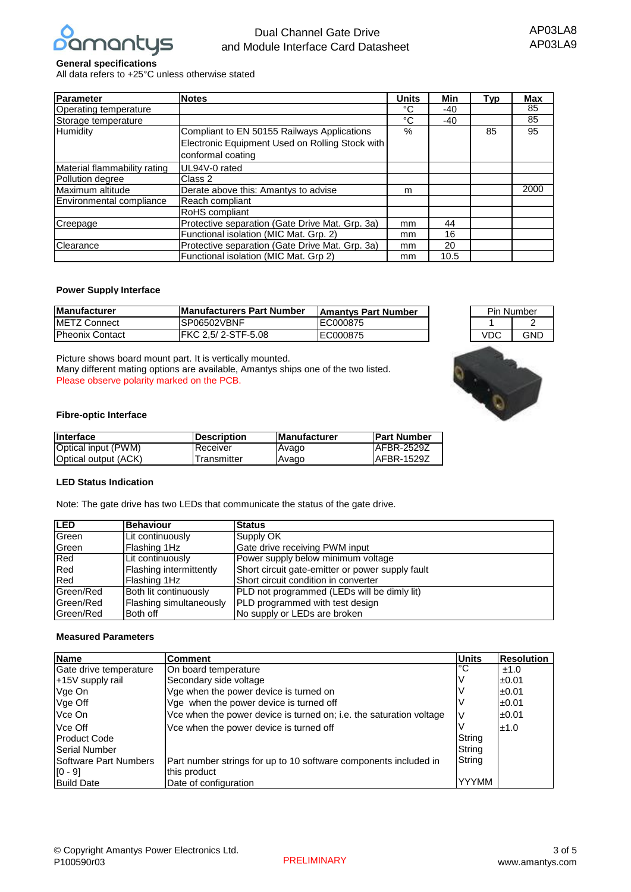## General specifications

All data refers to +25°C unless otherwise stated

| Parameter | Notes | Units | Min | Typ | Max |
|---|---|---|---|---|---|
| Operating temperature | | °C | -40 | | 85 |
| Storage temperature | | °C | -40 | | 85 |
| Humidity | Compliant to EN 50155 Railways Applications Electronic Equipment Used on Rolling Stock with conformal coating | % | | 85 | 95 |
| Material flammability rating | UL94V-0 rated | | | | |
| Pollution degree | Class 2 | | | | |
| Maximum altitude | Derate above this: Amantys to advise | m | | | 2000 |
| Environmental compliance | Reach compliant | | | | |
| | RoHS compliant | | | | |
| Creepage | Protective separation (Gate Drive Mat. Grp. 3a) | mm | 44 | | |
| | Functional isolation (MIC Mat. Grp. 2) | mm | 16 | | |
| Clearance | Protective separation (Gate Drive Mat. Grp. 3a) | mm | 20 | | |
| | Functional isolation (MIC Mat. Grp 2) | mm | 10.5 | | |

### Power Supply Interface

| Manufacturer | Manufacturers Part Number | Amantys Part Number |
|---|---|---|
| METZ Connect | SP06502VBNF | EC000875 |
| Pheonix Contact | FKC 2,5/ 2-STF-5.08 | EC000875 |

| Pin Number | |
|---|---|
| 1 | 2 |
| VDC | GND |

Picture shows board mount part. It is vertically mounted.
Many different mating options are available, Amantys ships one of the two listed.
Please observe polarity marked on the PCB.

### Fibre-optic Interface

| Interface | Description | Manufacturer | Part Number |
|---|---|---|---|
| Optical input (PWM) | Receiver | Avago | AFBR-2529Z |
| Optical output (ACK) | Transmitter | Avago | AFBR-1529Z |

### LED Status Indication

Note: The gate drive has two LEDs that communicate the status of the gate drive.

| LED | Behaviour | Status |
|---|---|---|
| Green | Lit continuously | Supply OK |
| Green | Flashing 1Hz | Gate drive receiving PWM input |
| Red | Lit continuously | Power supply below minimum voltage |
| Red | Flashing intermittently | Short circuit gate-emitter or power supply fault |
| Red | Flashing 1Hz | Short circuit condition in converter |
| Green/Red | Both lit continuously | PLD not programmed (LEDs will be dimly lit) |
| Green/Red | Flashing simultaneously | PLD programmed with test design |
| Green/Red | Both off | No supply or LEDs are broken |

### Measured Parameters

| Name | Comment | Units | Resolution |
|---|---|---|---|
| Gate drive temperature | On board temperature | °C | ±1.0 |
| +15V supply rail | Secondary side voltage | V | ±0.01 |
| Vge On | Vge when the power device is turned on | V | ±0.01 |
| Vge Off | Vge when the power device is turned off | V | ±0.01 |
| Vce On | Vce when the power device is turned on; i.e. the saturation voltage | V | ±0.01 |
| Vce Off | Vce when the power device is turned off | V | ±1.0 |
| Product Code | | String | |
| Serial Number | | String | |
| Software Part Numbers [0 - 9] | Part number strings for up to 10 software components included in this product | String | |
| Build Date | Date of configuration | YYYMM | |

© Copyright Amantys Power Electronics Ltd.
P100590r03

PRELIMINARY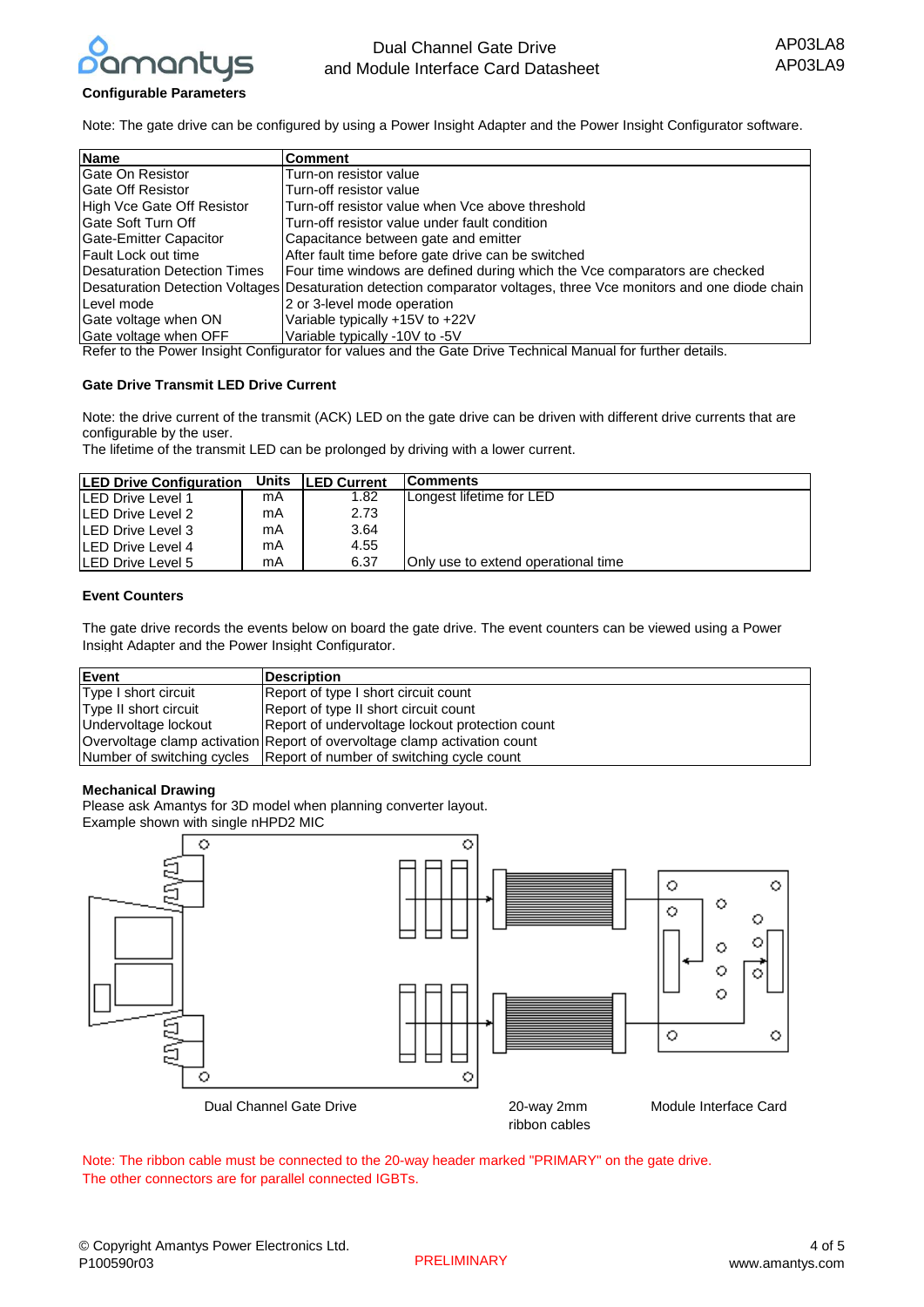### Configurable Parameters

Note: The gate drive can be configured by using a Power Insight Adapter and the Power Insight Configurator software.

| Name | Comment |
|---|---|
| Gate On Resistor | Turn-on resistor value |
| Gate Off Resistor | Turn-off resistor value |
| High Vce Gate Off Resistor | Turn-off resistor value when Vce above threshold |
| Gate Soft Turn Off | Turn-off resistor value under fault condition |
| Gate-Emitter Capacitor | Capacitance between gate and emitter |
| Fault Lock out time | After fault time before gate drive can be switched |
| Desaturation Detection Times | Four time windows are defined during which the Vce comparators are checked |
| Desaturation Detection Voltages | Desaturation detection comparator voltages, three Vce monitors and one diode chain |
| Level mode | 2 or 3-level mode operation |
| Gate voltage when ON | Variable typically +15V to +22V |
| Gate voltage when OFF | Variable typically -10V to -5V |

Refer to the Power Insight Configurator for values and the Gate Drive Technical Manual for further details.

### Gate Drive Transmit LED Drive Current

Note: the drive current of the transmit (ACK) LED on the gate drive can be driven with different drive currents that are configurable by the user.
The lifetime of the transmit LED can be prolonged by driving with a lower current.

| LED Drive Configuration | Units | LED Current | Comments |
|---|---|---|---|
| LED Drive Level 1 | mA | 1.82 | Longest lifetime for LED |
| LED Drive Level 2 | mA | 2.73 | |
| LED Drive Level 3 | mA | 3.64 | |
| LED Drive Level 4 | mA | 4.55 | |
| LED Drive Level 5 | mA | 6.37 | Only use to extend operational time |

### Event Counters

The gate drive records the events below on board the gate drive. The event counters can be viewed using a Power Insight Adapter and the Power Insight Configurator.

| Event | Description |
|---|---|
| Type I short circuit | Report of type I short circuit count |
| Type II short circuit | Report of type II short circuit count |
| Undervoltage lockout | Report of undervoltage lockout protection count |
| Overvoltage clamp activation | Report of overvoltage clamp activation count |
| Number of switching cycles | Report of number of switching cycle count |

### Mechanical Drawing

Please ask Amantys for 3D model when planning converter layout.
Example shown with single nHPD2 MIC

Dual Channel Gate Drive

20-way 2mm ribbon cables

Module Interface Card

Note: The ribbon cable must be connected to the 20-way header marked "PRIMARY" on the gate drive.
The other connectors are for parallel connected IGBTs.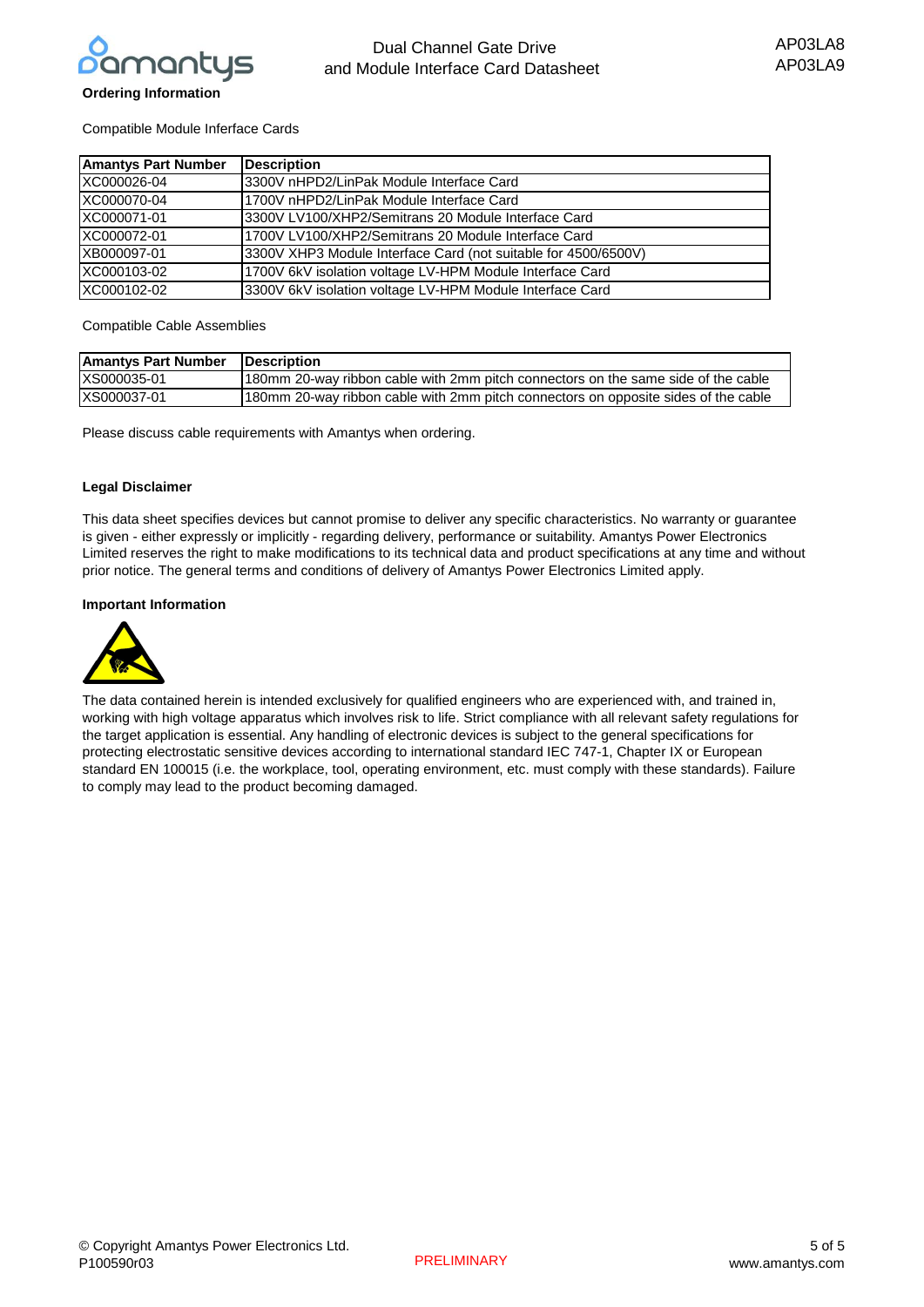### Ordering Information

Compatible Module Inferface Cards

| Amantys Part Number | Description |
|---|---|
| XC000026-04 | 3300V nHPD2/LinPak Module Interface Card |
| XC000070-04 | 1700V nHPD2/LinPak Module Interface Card |
| XC000071-01 | 3300V LV100/XHP2/Semitrans 20 Module Interface Card |
| XC000072-01 | 1700V LV100/XHP2/Semitrans 20 Module Interface Card |
| XB000097-01 | 3300V XHP3 Module Interface Card (not suitable for 4500/6500V) |
| XC000103-02 | 1700V 6kV isolation voltage LV-HPM Module Interface Card |
| XC000102-02 | 3300V 6kV isolation voltage LV-HPM Module Interface Card |

Compatible Cable Assemblies

| Amantys Part Number | Description |
|---|---|
| XS000035-01 | 180mm 20-way ribbon cable with 2mm pitch connectors on the same side of the cable |
| XS000037-01 | 180mm 20-way ribbon cable with 2mm pitch connectors on opposite sides of the cable |

Please discuss cable requirements with Amantys when ordering.

### Legal Disclaimer

This data sheet specifies devices but cannot promise to deliver any specific characteristics. No warranty or guarantee is given - either expressly or implicitly - regarding delivery, performance or suitability. Amantys Power Electronics Limited reserves the right to make modifications to its technical data and product specifications at any time and without prior notice. The general terms and conditions of delivery of Amantys Power Electronics Limited apply.

### Important Information

The data contained herein is intended exclusively for qualified engineers who are experienced with, and trained in, working with high voltage apparatus which involves risk to life. Strict compliance with all relevant safety regulations for the target application is essential. Any handling of electronic devices is subject to the general specifications for protecting electrostatic sensitive devices according to international standard IEC 747-1, Chapter IX or European standard EN 100015 (i.e. the workplace, tool, operating environment, etc. must comply with these standards). Failure to comply may lead to the product becoming damaged.

© Copyright Amantys Power Electronics Ltd.
P100590r03

PRELIMINARY